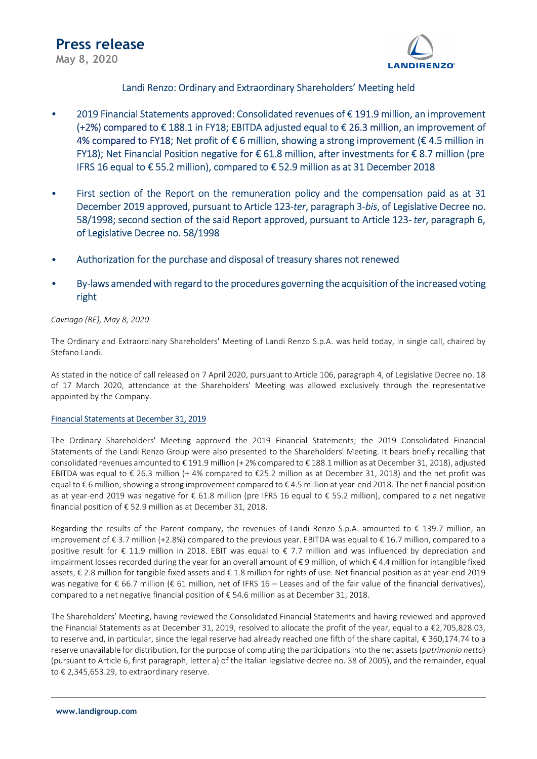# Press release

**May 8, 2020**

## Landi Renzo: Ordinary and Extraordinary Shareholders' Meeting held

- 2019 Financial Statements approved: Consolidated revenues of € 191.9 million, an improvement (+2%) compared to € 188.1 in FY18; EBITDA adjusted equal to € 26.3 million, an improvement of 4% compared to FY18; Net profit of € 6 million, showing a strong improvement (€ 4.5 million in FY18); Net Financial Position negative for € 61.8 million, after investments for € 8.7 million (pre IFRS 16 equal to € 55.2 million), compared to € 52.9 million as at 31 December 2018
- First section of the Report on the remuneration policy and the compensation paid as at 31 December 2019 approved, pursuant to Article 123-*ter*, paragraph 3-*bis*, of Legislative Decree no. 58/1998; second section of the said Report approved, pursuant to Article 123- *ter*, paragraph 6, of Legislative Decree no. 58/1998
- Authorization for the purchase and disposal of treasury shares not renewed
- By-laws amended with regard to the procedures governing the acquisition of the increased voting right

*Cavriago (RE), May 8, 2020*

The Ordinary and Extraordinary Shareholders' Meeting of Landi Renzo S.p.A. was held today, in single call, chaired by Stefano Landi.

As stated in the notice of call released on 7 April 2020, pursuant to Article 106, paragraph 4, of Legislative Decree no. 18 of 17 March 2020, attendance at the Shareholders' Meeting was allowed exclusively through the representative appointed by the Company.

### Financial Statements at December 31, 2019

The Ordinary Shareholders' Meeting approved the 2019 Financial Statements; the 2019 Consolidated Financial Statements of the Landi Renzo Group were also presented to the Shareholders' Meeting. It bears briefly recalling that consolidated revenues amounted to € 191.9 million (+ 2% compared to € 188.1 million as at December 31, 2018), adjusted EBITDA was equal to € 26.3 million (+ 4% compared to €25.2 million as at December 31, 2018) and the net profit was equal to € 6 million, showing a strong improvement compared to € 4.5 million at year-end 2018. The net financial position as at year-end 2019 was negative for € 61.8 million (pre IFRS 16 equal to € 55.2 million), compared to a net negative financial position of € 52.9 million as at December 31, 2018.

Regarding the results of the Parent company, the revenues of Landi Renzo S.p.A. amounted to € 139.7 million, an improvement of € 3.7 million (+2.8%) compared to the previous year. EBITDA was equal to € 16.7 million, compared to a positive result for € 11.9 million in 2018. EBIT was equal to € 7.7 million and was influenced by depreciation and impairment losses recorded during the year for an overall amount of € 9 million, of which € 4.4 million for intangible fixed assets, € 2.8 million for tangible fixed assets and € 1.8 million for rights of use. Net financial position as at year-end 2019 was negative for € 66.7 million (€ 61 million, net of IFRS 16 – Leases and of the fair value of the financial derivatives), compared to a net negative financial position of € 54.6 million as at December 31, 2018.

The Shareholders' Meeting, having reviewed the Consolidated Financial Statements and having reviewed and approved the Financial Statements as at December 31, 2019, resolved to allocate the profit of the year, equal to a €2,705,828.03, to reserve and, in particular, since the legal reserve had already reached one fifth of the share capital, € 360,174.74 to a reserve unavailable for distribution, for the purpose of computing the participations into the net assets (*patrimonio netto*) (pursuant to Article 6, first paragraph, letter a) of the Italian legislative decree no. 38 of 2005), and the remainder, equal to € 2,345,653.29, to extraordinary reserve.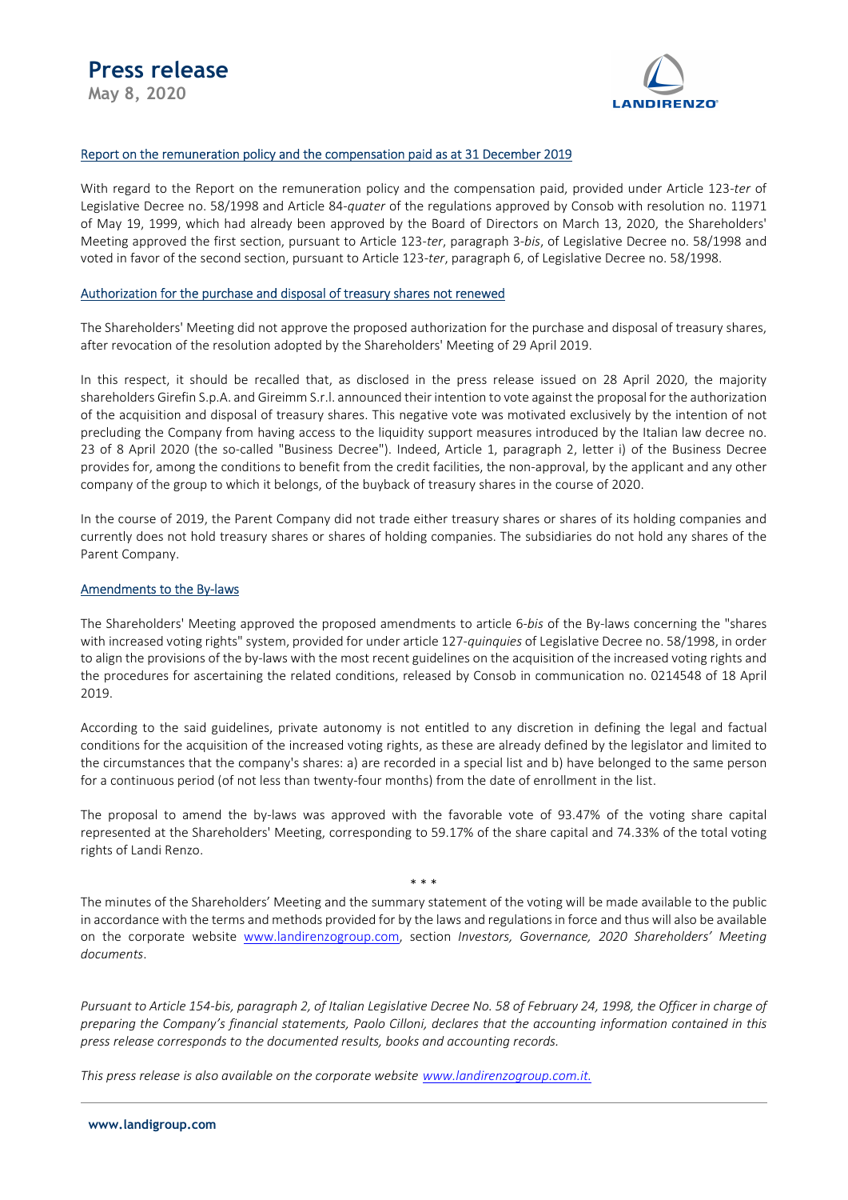## Report on the remuneration policy and the compensation paid as at 31 December 2019

With regard to the Report on the remuneration policy and the compensation paid, provided under Article 123-*ter* of Legislative Decree no. 58/1998 and Article 84-*quater* of the regulations approved by Consob with resolution no. 11971 of May 19, 1999, which had already been approved by the Board of Directors on March 13, 2020, the Shareholders' Meeting approved the first section, pursuant to Article 123-*ter*, paragraph 3-*bis*, of Legislative Decree no. 58/1998 and voted in favor of the second section, pursuant to Article 123-*ter*, paragraph 6, of Legislative Decree no. 58/1998.

## Authorization for the purchase and disposal of treasury shares not renewed

The Shareholders' Meeting did not approve the proposed authorization for the purchase and disposal of treasury shares, after revocation of the resolution adopted by the Shareholders' Meeting of 29 April 2019.

In this respect, it should be recalled that, as disclosed in the press release issued on 28 April 2020, the majority shareholders Girefin S.p.A. and Gireimm S.r.l. announced their intention to vote against the proposal for the authorization of the acquisition and disposal of treasury shares. This negative vote was motivated exclusively by the intention of not precluding the Company from having access to the liquidity support measures introduced by the Italian law decree no. 23 of 8 April 2020 (the so-called "Business Decree"). Indeed, Article 1, paragraph 2, letter i) of the Business Decree provides for, among the conditions to benefit from the credit facilities, the non-approval, by the applicant and any other company of the group to which it belongs, of the buyback of treasury shares in the course of 2020.

In the course of 2019, the Parent Company did not trade either treasury shares or shares of its holding companies and currently does not hold treasury shares or shares of holding companies. The subsidiaries do not hold any shares of the Parent Company.

## Amendments to the By-laws

The Shareholders' Meeting approved the proposed amendments to article 6-*bis* of the By-laws concerning the "shares with increased voting rights" system, provided for under article 127-*quinquies* of Legislative Decree no. 58/1998, in order to align the provisions of the by-laws with the most recent guidelines on the acquisition of the increased voting rights and the procedures for ascertaining the related conditions, released by Consob in communication no. 0214548 of 18 April 2019.

According to the said guidelines, private autonomy is not entitled to any discretion in defining the legal and factual conditions for the acquisition of the increased voting rights, as these are already defined by the legislator and limited to the circumstances that the company's shares: a) are recorded in a special list and b) have belonged to the same person for a continuous period (of not less than twenty-four months) from the date of enrollment in the list.

The proposal to amend the by-laws was approved with the favorable vote of 93.47% of the voting share capital represented at the Shareholders' Meeting, corresponding to 59.17% of the share capital and 74.33% of the total voting rights of Landi Renzo.

\* \* \*

The minutes of the Shareholders' Meeting and the summary statement of the voting will be made available to the public in accordance with the terms and methods provided for by the laws and regulations in force and thus will also be available on the corporate website www.landirenzogroup.com, section *Investors, Governance, 2020 Shareholders' Meeting documents*.

*Pursuant to Article 154-bis, paragraph 2, of Italian Legislative Decree No. 58 of February 24, 1998, the Officer in charge of preparing the Company's financial statements, Paolo Cilloni, declares that the accounting information contained in this press release corresponds to the documented results, books and accounting records.*

*This press release is also available on the corporate website www.landirenzogroup.com.it.*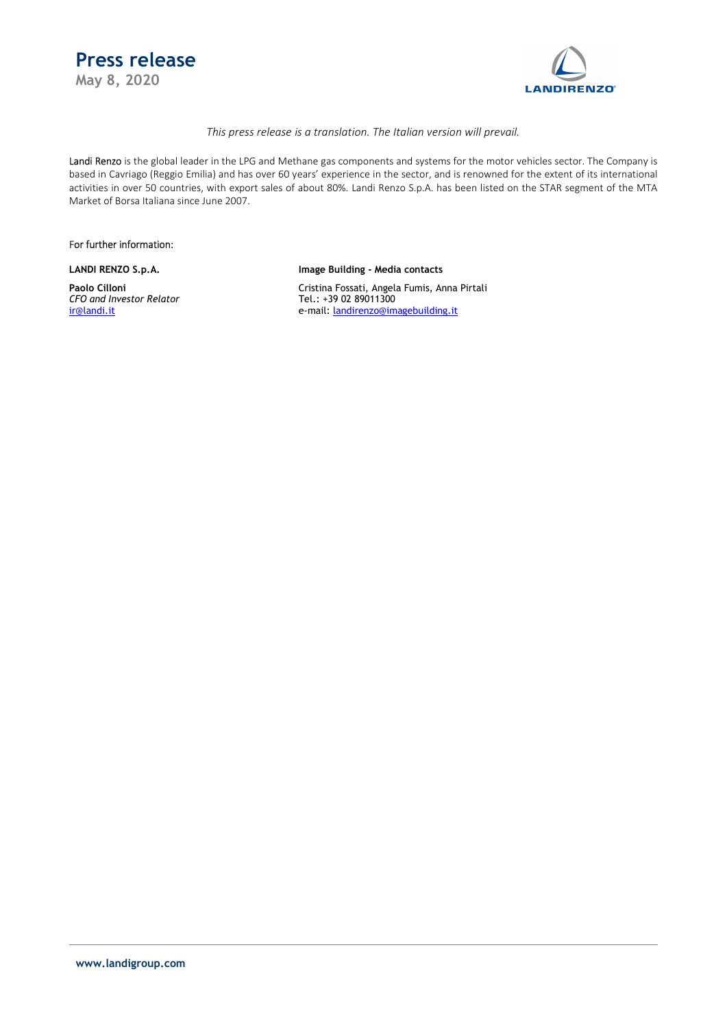*This press release is a translation. The Italian version will prevail.*

Landi Renzo is the global leader in the LPG and Methane gas components and systems for the motor vehicles sector. The Company is based in Cavriago (Reggio Emilia) and has over 60 years' experience in the sector, and is renowned for the extent of its international activities in over 50 countries, with export sales of about 80%. Landi Renzo S.p.A. has been listed on the STAR segment of the MTA Market of Borsa Italiana since June 2007.

For further information:

**LANDI RENZO S.p.A.**

**Paolo Cilloni**
*CFO and Investor Relator*
ir@landi.it

**Image Building - Media contacts**

Cristina Fossati, Angela Fumis, Anna Pirtali
Tel.: +39 02 89011300
e-mail: landirenzo@imagebuilding.it